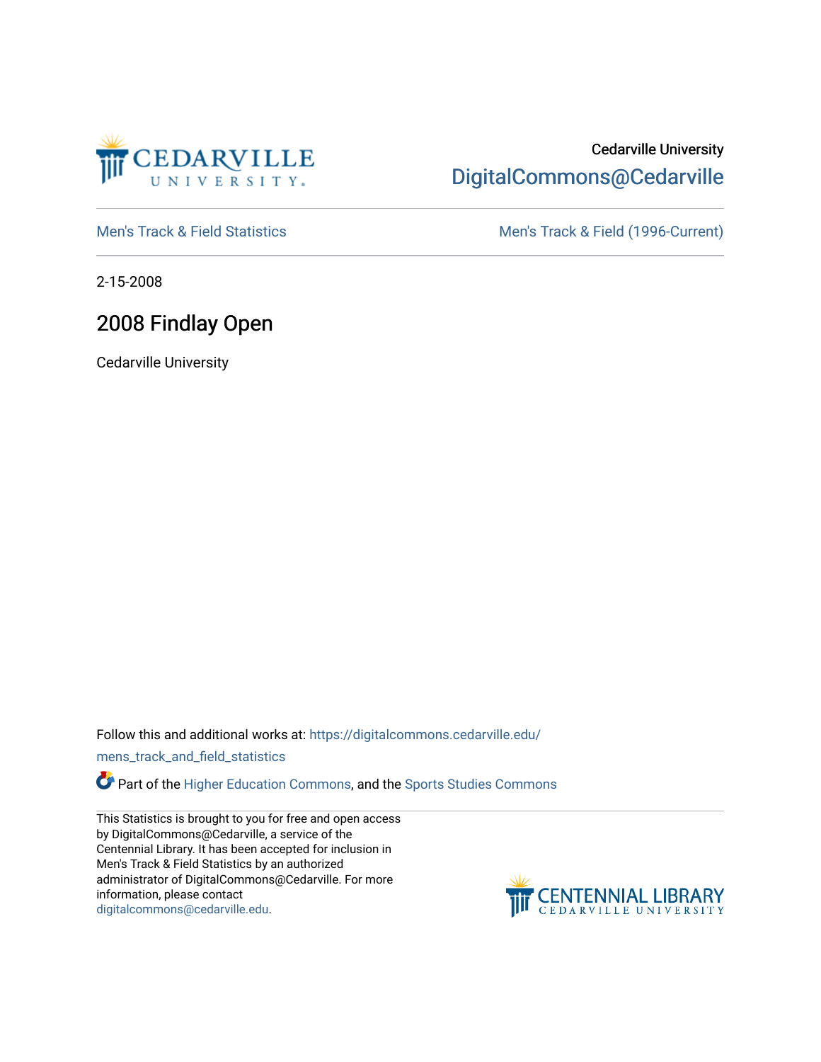Cedarville University
DigitalCommons@Cedarville

Men's Track & Field Statistics | Men's Track & Field (1996-Current)

2-15-2008

# 2008 Findlay Open

Cedarville University

Follow this and additional works at: https://digitalcommons.cedarville.edu/mens_track_and_field_statistics

Part of the Higher Education Commons, and the Sports Studies Commons

This Statistics is brought to you for free and open access by DigitalCommons@Cedarville, a service of the Centennial Library. It has been accepted for inclusion in Men's Track & Field Statistics by an authorized administrator of DigitalCommons@Cedarville. For more information, please contact digitalcommons@cedarville.edu.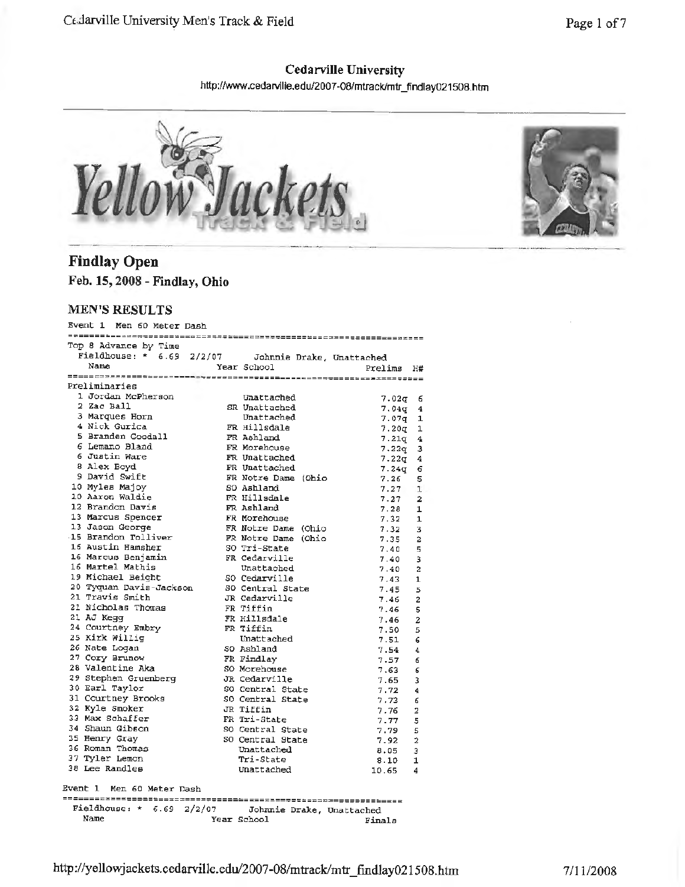**Cedarville University**

http://www.cedarville.edu/2007-08/mtrack/mtr_findlay021508.htm

## Findlay Open

**Feb. 15, 2008 - Findlay, Ohio**

### MEN'S RESULTS

Event 1 Men 60 Meter Dash

Top 8 Advance by Time

Fieldhouse: * 6.69 2/2/07 Johnnie Drake, Unattached

Preliminaries

| | Name | Year | School | Prelims | H# |
|---|---|---|---|---|---|
| 1 | Jordan McPherson | | Unattached | 7.02q | 6 |
| 2 | Zac Ball | SR | Unattached | 7.04q | 4 |
| 3 | Marques Horn | | Unattached | 7.07q | 1 |
| 4 | Nick Gurica | FR | Hillsdale | 7.20q | 1 |
| 5 | Branden Goodall | FR | Ashland | 7.21q | 4 |
| 6 | Lemano Bland | FR | Morehouse | 7.22q | 3 |
| 6 | Justin Ware | FR | Unattached | 7.22q | 4 |
| 8 | Alex Boyd | FR | Unattached | 7.24q | 6 |
| 9 | David Swift | FR | Notre Dame (Ohio | 7.26 | 5 |
| 10 | Myles Majoy | SO | Ashland | 7.27 | 1 |
| 10 | Aaron Waldie | FR | Hillsdale | 7.27 | 2 |
| 12 | Brandon Davis | FR | Ashland | 7.28 | 1 |
| 13 | Marcus Spencer | FR | Morehouse | 7.32 | 1 |
| 13 | Jason George | FR | Notre Dame (Ohio | 7.32 | 3 |
| 15 | Brandon Tolliver | FR | Notre Dame (Ohio | 7.35 | 2 |
| 16 | Austin Hamsher | SO | Tri-State | 7.40 | 5 |
| 16 | Marcus Benjamin | FR | Cedarville | 7.40 | 3 |
| 16 | Martel Mathis | | Unattached | 7.40 | 2 |
| 19 | Michael Beight | SO | Cedarville | 7.43 | 1 |
| 20 | Tyquan Davis-Jackson | SO | Central State | 7.45 | 5 |
| 21 | Travis Smith | JR | Cedarville | 7.46 | 2 |
| 21 | Nicholas Thomas | FR | Tiffin | 7.46 | 5 |
| 21 | AJ Kegg | FR | Hillsdale | 7.46 | 2 |
| 24 | Courtney Embry | FR | Tiffin | 7.50 | 5 |
| 25 | Kirk Willig | | Unattached | 7.51 | 6 |
| 26 | Nate Logan | SO | Ashland | 7.54 | 4 |
| 27 | Cory Brunow | FR | Findlay | 7.57 | 6 |
| 28 | Valentine Aka | SO | Morehouse | 7.63 | 6 |
| 29 | Stephen Gruenberg | JR | Cedarville | 7.65 | 3 |
| 30 | Earl Taylor | SO | Central State | 7.72 | 4 |
| 31 | Courtney Brooks | SO | Central State | 7.73 | 6 |
| 32 | Kyle Smoker | JR | Tiffin | 7.76 | 2 |
| 33 | Max Schaffer | FR | Tri-State | 7.77 | 5 |
| 34 | Shaun Gibson | SO | Central State | 7.79 | 5 |
| 35 | Henry Gray | SO | Central State | 7.92 | 2 |
| 36 | Roman Thomas | | Unattached | 8.05 | 3 |
| 37 | Tyler Lemon | | Tri-State | 8.10 | 1 |
| 38 | Lee Randles | | Unattached | 10.65 | 4 |

Event 1 Men 60 Meter Dash

Fieldhouse: * 6.69 2/2/07 Johnnie Drake, Unattached

| Name | Year | School | Finals |
|---|---|---|---|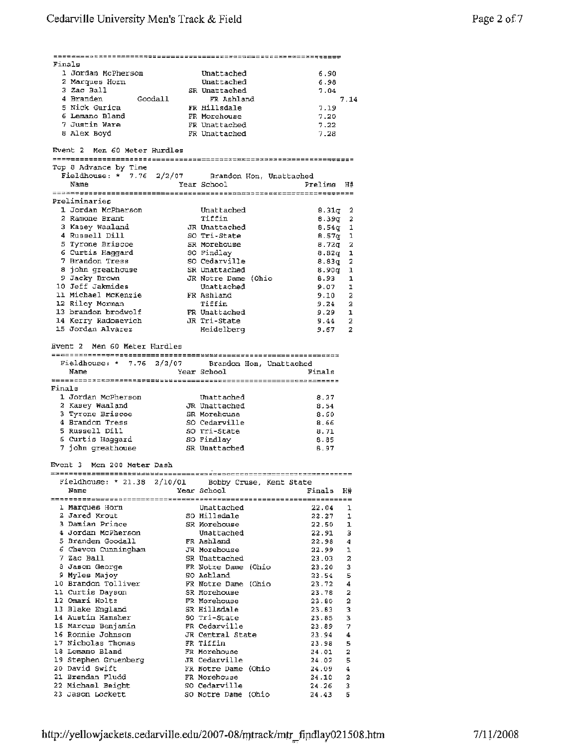### Finals

| Place | Name | Year | School | Finals |
|---|---|---|---|---|
| 1 | Jordan McPherson | | Unattached | 6.90 |
| 2 | Marques Horn | | Unattached | 6.98 |
| 3 | Zac Ball | SR | Unattached | 7.04 |
| 4 | Branden Goodall | FR | Ashland | 7.14 |
| 5 | Nick Gurica | FR | Hillsdale | 7.19 |
| 6 | Lemano Bland | FR | Morehouse | 7.20 |
| 7 | Justin Ware | FR | Unattached | 7.22 |
| 8 | Alex Boyd | FR | Unattached | 7.28 |

## Event 2 Men 60 Meter Hurdles

Top 8 Advance by Time

Fieldhouse: * 7.76 2/2/07 Brandon Hon, Unattached

### Preliminaries

| Place | Name | Year | School | Prelims | H# |
|---|---|---|---|---|---|
| 1 | Jordan McPherson | | Unattached | 8.31q | 2 |
| 2 | Ramone Brant | | Tiffin | 8.39q | 2 |
| 3 | Kasey Waaland | JR | Unattached | 8.54q | 1 |
| 4 | Russell Dill | SO | Tri-State | 8.57q | 1 |
| 5 | Tyrone Briscoe | SR | Morehouse | 8.72q | 2 |
| 6 | Curtis Haggard | SO | Findlay | 8.82q | 1 |
| 7 | Brandon Tress | SO | Cedarville | 8.83q | 2 |
| 8 | john greathouse | SR | Unattached | 8.90q | 1 |
| 9 | Jacky Brown | JR | Notre Dame (Ohio | 8.93 | 1 |
| 10 | Jeff Jakmides | | Unattached | 9.07 | 1 |
| 11 | Michael McKenzie | FR | Ashland | 9.10 | 2 |
| 12 | Riley Morman | | Tiffin | 9.24 | 2 |
| 13 | brandon brodwolf | FR | Unattached | 9.29 | 1 |
| 14 | Kerry Radosevich | JR | Tri-State | 9.44 | 2 |
| 15 | Jordan Alvarez | | Heidelberg | 9.67 | 2 |

## Event 2 Men 60 Meter Hurdles

Fieldhouse: * 7.76 2/2/07 Brandon Hon, Unattached

### Finals

| Place | Name | Year | School | Finals |
|---|---|---|---|---|
| 1 | Jordan McPherson | | Unattached | 8.27 |
| 2 | Kasey Waaland | JR | Unattached | 8.54 |
| 3 | Tyrone Briscoe | SR | Morehouse | 8.60 |
| 4 | Brandon Tress | SO | Cedarville | 8.66 |
| 5 | Russell Dill | SO | Tri-State | 8.71 |
| 6 | Curtis Haggard | SO | Findlay | 8.85 |
| 7 | john greathouse | SR | Unattached | 8.97 |

## Event 3 Men 200 Meter Dash

Fieldhouse: * 21.38 2/10/01 Bobby Cruse, Kent State

| Place | Name | Year | School | Finals | H# |
|---|---|---|---|---|---|
| 1 | Marques Horn | | Unattached | 22.04 | 1 |
| 2 | Jared Krout | SO | Hillsdale | 22.27 | 1 |
| 3 | Damian Prince | SR | Morehouse | 22.50 | 1 |
| 4 | Jordan McPherson | | Unattached | 22.91 | 3 |
| 5 | Branden Goodall | FR | Ashland | 22.98 | 4 |
| 6 | Chevon Cunningham | JR | Morehouse | 22.99 | 1 |
| 7 | Zac Ball | SR | Unattached | 23.03 | 2 |
| 8 | Jason George | FR | Notre Dame (Ohio | 23.20 | 3 |
| 9 | Myles Majoy | SO | Ashland | 23.54 | 5 |
| 10 | Brandon Tolliver | FR | Notre Dame (Ohio | 23.72 | 4 |
| 11 | Curtis Dayson | SR | Morehouse | 23.78 | 2 |
| 12 | Omari Holtz | FR | Morehouse | 23.80 | 2 |
| 13 | Blake England | SR | Hillsdale | 23.83 | 3 |
| 14 | Austin Hamsher | SO | Tri-State | 23.85 | 3 |
| 15 | Marcus Benjamin | FR | Cedarville | 23.89 | 7 |
| 16 | Ronnie Johnson | JR | Central State | 23.94 | 4 |
| 17 | Nicholas Thomas | FR | Tiffin | 23.98 | 5 |
| 18 | Lemano Bland | FR | Morehouse | 24.01 | 2 |
| 19 | Stephen Gruenberg | JR | Cedarville | 24.02 | 5 |
| 20 | David Swift | FR | Notre Dame (Ohio | 24.09 | 4 |
| 21 | Brendan Fludd | FR | Morehouse | 24.10 | 2 |
| 22 | Michael Beight | SO | Cedarville | 24.26 | 3 |
| 23 | Jason Lockett | SO | Notre Dame (Ohio | 24.43 | 6 |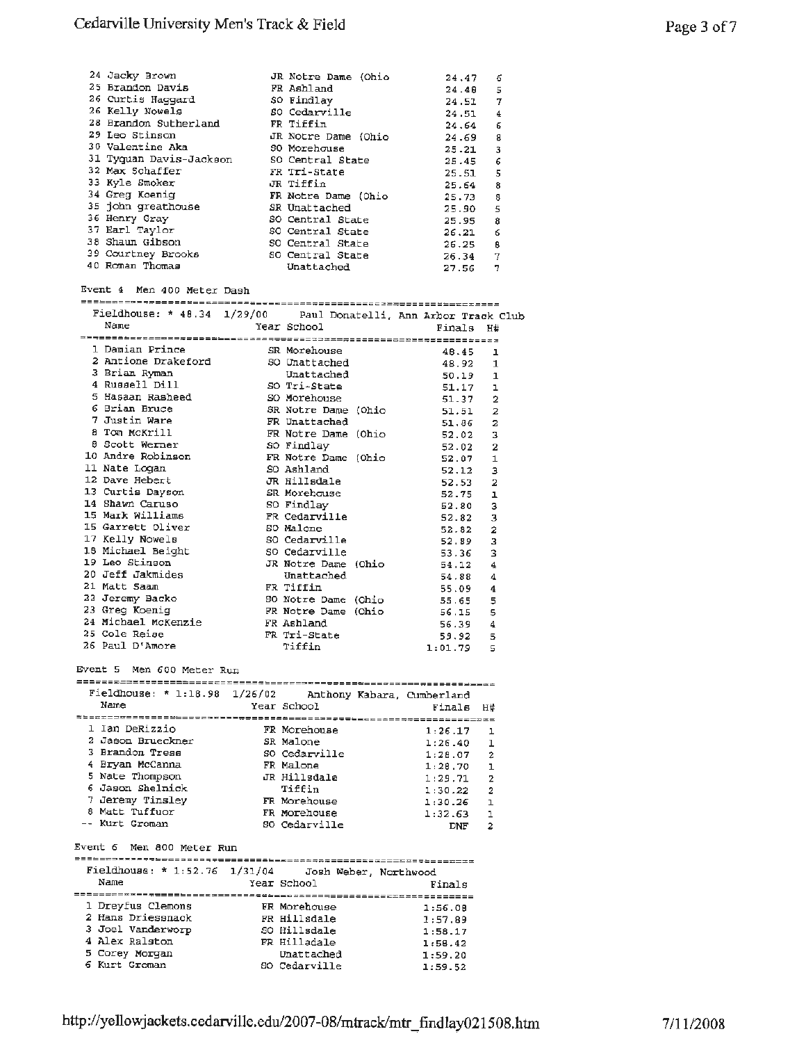| Place | Name | Year | School | Finals | H# |
|---|---|---|---|---|---|
| 24 | Jacky Brown | JR | Notre Dame (Ohio | 24.47 | 6 |
| 25 | Brandon Davis | FR | Ashland | 24.48 | 5 |
| 26 | Curtis Haggard | SO | Findlay | 24.51 | 7 |
| 26 | Kelly Nowels | SO | Cedarville | 24.51 | 4 |
| 28 | Brandon Sutherland | FR | Tiffin | 24.64 | 6 |
| 29 | Leo Stinson | JR | Notre Dame (Ohio | 24.69 | 8 |
| 30 | Valentine Aka | SO | Morehouse | 25.21 | 3 |
| 31 | Tyquan Davis-Jackson | SO | Central State | 25.45 | 6 |
| 32 | Max Schaffer | FR | Tri-State | 25.51 | 5 |
| 33 | Kyle Smoker | JR | Tiffin | 25.64 | 8 |
| 34 | Greg Koenig | FR | Notre Dame (Ohio | 25.73 | 8 |
| 35 | john greathouse | SR | Unattached | 25.90 | 5 |
| 36 | Henry Gray | SO | Central State | 25.95 | 8 |
| 37 | Earl Taylor | SO | Central State | 26.21 | 6 |
| 38 | Shaun Gibson | SO | Central State | 26.25 | 8 |
| 39 | Courtney Brooks | SO | Central State | 26.34 | 7 |
| 40 | Roman Thomas | | Unattached | 27.56 | 7 |

## Event 4 Men 400 Meter Dash

Fieldhouse: * 48.34 1/29/00 Paul Donatelli, Ann Arbor Track Club

| Place | Name | Year | School | Finals | H# |
|---|---|---|---|---|---|
| 1 | Damian Prince | SR | Morehouse | 48.45 | 1 |
| 2 | Antione Drakeford | SO | Unattached | 48.92 | 1 |
| 3 | Brian Ryman | | Unattached | 50.19 | 1 |
| 4 | Russell Dill | SO | Tri-State | 51.17 | 1 |
| 5 | Hasaan Rasheed | SO | Morehouse | 51.37 | 2 |
| 6 | Brian Bruce | SR | Notre Dame (Ohio | 51.51 | 2 |
| 7 | Justin Ware | FR | Unattached | 51.86 | 2 |
| 8 | Tom McKrill | FR | Notre Dame (Ohio | 52.02 | 3 |
| 8 | Scott Werner | SO | Findlay | 52.02 | 2 |
| 10 | Andre Robinson | FR | Notre Dame (Ohio | 52.07 | 1 |
| 11 | Nate Logan | SO | Ashland | 52.12 | 3 |
| 12 | Dave Hebert | JR | Hillsdale | 52.53 | 2 |
| 13 | Curtis Dayson | SR | Morehouse | 52.75 | 1 |
| 14 | Shawn Caruso | SO | Findlay | 52.80 | 3 |
| 15 | Mark Williams | FR | Cedarville | 52.82 | 3 |
| 15 | Garrett Oliver | SO | Malone | 52.82 | 2 |
| 17 | Kelly Nowels | SO | Cedarville | 52.89 | 3 |
| 18 | Michael Beight | SO | Cedarville | 53.36 | 3 |
| 19 | Leo Stinson | JR | Notre Dame (Ohio | 54.12 | 4 |
| 20 | Jeff Jakmides | | Unattached | 54.88 | 4 |
| 21 | Matt Saam | FR | Tiffin | 55.09 | 4 |
| 22 | Jeremy Backo | SO | Notre Dame (Ohio | 55.65 | 5 |
| 23 | Greg Koenig | FR | Notre Dame (Ohio | 56.15 | 5 |
| 24 | Michael McKenzie | FR | Ashland | 56.39 | 4 |
| 25 | Cole Reise | FR | Tri-State | 59.92 | 5 |
| 26 | Paul D'Amore | | Tiffin | 1:01.79 | 5 |

## Event 5 Men 600 Meter Run

Fieldhouse: * 1:18.98 1/26/02 Anthony Kabara, Cumberland

| Place | Name | Year | School | Finals | H# |
|---|---|---|---|---|---|
| 1 | Ian DeRizzio | FR | Morehouse | 1:26.17 | 1 |
| 2 | Jason Brueckner | SR | Malone | 1:26.40 | 1 |
| 3 | Brandon Tress | SO | Cedarville | 1:28.07 | 2 |
| 4 | Bryan McCanna | FR | Malone | 1:28.70 | 1 |
| 5 | Nate Thompson | JR | Hillsdale | 1:29.71 | 2 |
| 6 | Jason Shelnick | | Tiffin | 1:30.22 | 2 |
| 7 | Jeremy Tinsley | FR | Morehouse | 1:30.26 | 1 |
| 8 | Matt Tuffuor | FR | Morehouse | 1:32.63 | 1 |
| -- | Kurt Groman | SO | Cedarville | DNF | 2 |

## Event 6 Men 800 Meter Run

Fieldhouse: * 1:52.76 1/31/04 Josh Weber, Northwood

| Place | Name | Year | School | Finals |
|---|---|---|---|---|
| 1 | Dreyfus Clemons | FR | Morehouse | 1:56.08 |
| 2 | Hans Driessnack | FR | Hillsdale | 1:57.89 |
| 3 | Joel Vanderworp | SO | Hillsdale | 1:58.17 |
| 4 | Alex Ralston | FR | Hillsdale | 1:58.42 |
| 5 | Corey Morgan | | Unattached | 1:59.20 |
| 6 | Kurt Groman | SO | Cedarville | 1:59.52 |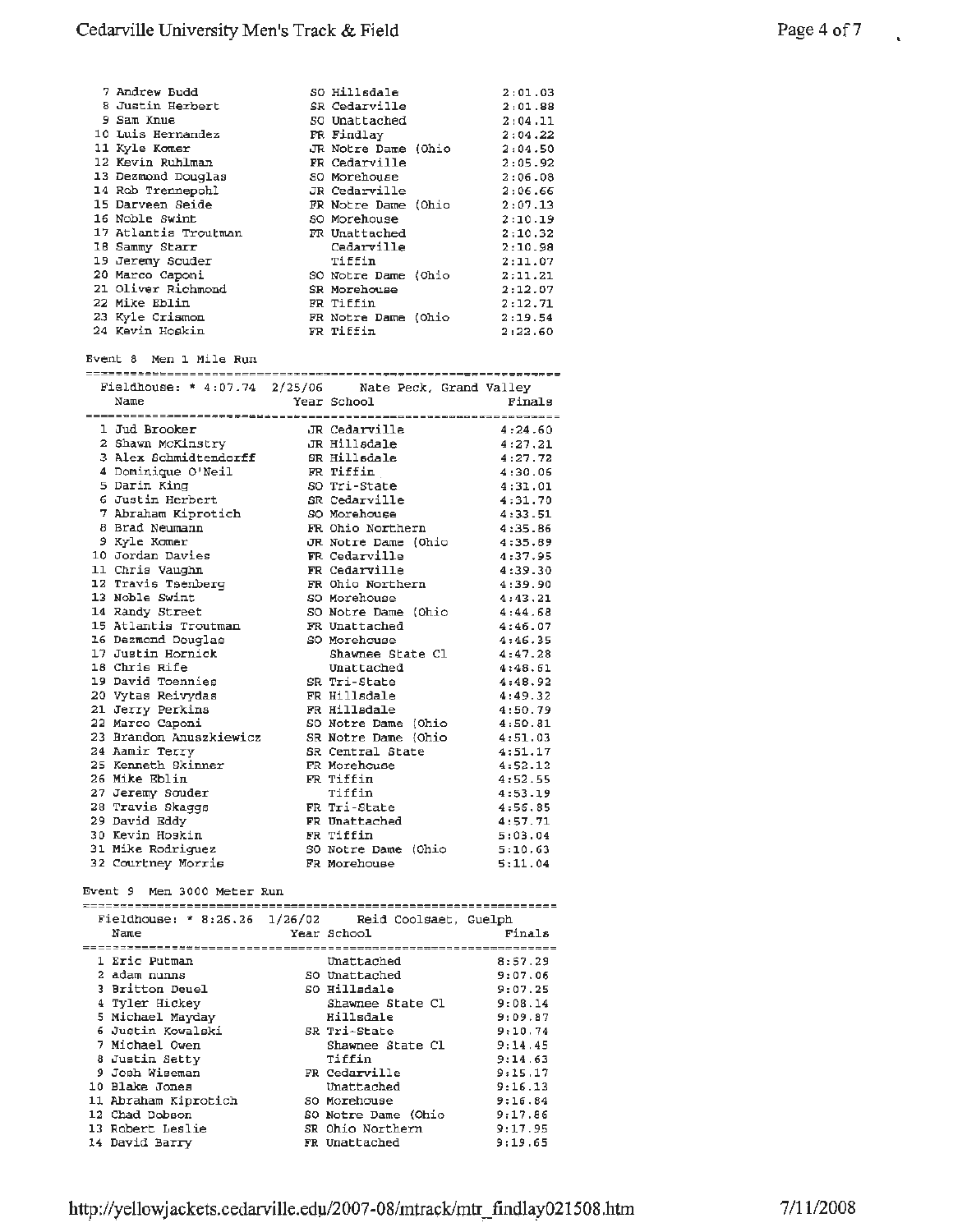| Place | Name | Year | School | Finals |
|---|---|---|---|---|
| 7 | Andrew Budd | SO | Hillsdale | 2:01.03 |
| 8 | Justin Herbert | SR | Cedarville | 2:01.88 |
| 9 | Sam Knue | SO | Unattached | 2:04.11 |
| 10 | Luis Hernandez | FR | Findlay | 2:04.22 |
| 11 | Kyle Komer | JR | Notre Dame (Ohio | 2:04.50 |
| 12 | Kevin Ruhlman | FR | Cedarville | 2:05.92 |
| 13 | Dezmond Douglas | SO | Morehouse | 2:06.08 |
| 14 | Rob Trennepohl | JR | Cedarville | 2:06.66 |
| 15 | Darveen Seide | FR | Notre Dame (Ohio | 2:07.13 |
| 16 | Noble Swint | SO | Morehouse | 2:10.19 |
| 17 | Atlantis Troutman | FR | Unattached | 2:10.32 |
| 18 | Sammy Starr | | Cedarville | 2:10.98 |
| 19 | Jeremy Souder | | Tiffin | 2:11.07 |
| 20 | Marco Caponi | SO | Notre Dame (Ohio | 2:11.21 |
| 21 | Oliver Richmond | SR | Morehouse | 2:12.07 |
| 22 | Mike Eblin | FR | Tiffin | 2:12.71 |
| 23 | Kyle Crismon | FR | Notre Dame (Ohio | 2:19.54 |
| 24 | Kevin Hoskin | FR | Tiffin | 2:22.60 |

Event 8 Men 1 Mile Run

Fieldhouse: * 4:07.74 2/25/06 Nate Peck, Grand Valley

| Place | Name | Year | School | Finals |
|---|---|---|---|---|
| 1 | Jud Brooker | JR | Cedarville | 4:24.60 |
| 2 | Shawn McKinstry | JR | Hillsdale | 4:27.21 |
| 3 | Alex Schmidtendorff | SR | Hillsdale | 4:27.72 |
| 4 | Dominique O'Neil | FR | Tiffin | 4:30.06 |
| 5 | Darin King | SO | Tri-State | 4:31.01 |
| 6 | Justin Herbert | SR | Cedarville | 4:31.70 |
| 7 | Abraham Kiprotich | SO | Morehouse | 4:33.51 |
| 8 | Brad Neumann | FR | Ohio Northern | 4:35.86 |
| 9 | Kyle Komer | JR | Notre Dame (Ohio | 4:35.89 |
| 10 | Jordan Davies | FR | Cedarville | 4:37.95 |
| 11 | Chris Vaughn | FR | Cedarville | 4:39.30 |
| 12 | Travis Tsenberg | FR | Ohio Northern | 4:39.90 |
| 13 | Noble Swint | SO | Morehouse | 4:43.21 |
| 14 | Randy Street | SO | Notre Dame (Ohio | 4:44.68 |
| 15 | Atlantis Troutman | FR | Unattached | 4:46.07 |
| 16 | Dezmond Douglas | SO | Morehouse | 4:46.35 |
| 17 | Justin Hornick | | Shawnee State Cl | 4:47.28 |
| 18 | Chris Rife | | Unattached | 4:48.61 |
| 19 | David Toennies | SR | Tri-State | 4:48.92 |
| 20 | Vytas Reivydas | FR | Hillsdale | 4:49.32 |
| 21 | Jerry Perkins | FR | Hillsdale | 4:50.79 |
| 22 | Marco Caponi | SO | Notre Dame (Ohio | 4:50.81 |
| 23 | Brandon Anuszkiewicz | SR | Notre Dame (Ohio | 4:51.03 |
| 24 | Aamir Terry | SR | Central State | 4:51.17 |
| 25 | Kenneth Skinner | FR | Morehouse | 4:52.12 |
| 26 | Mike Eblin | FR | Tiffin | 4:52.55 |
| 27 | Jeremy Souder | | Tiffin | 4:53.19 |
| 28 | Travis Skaggs | FR | Tri-State | 4:56.85 |
| 29 | David Eddy | FR | Unattached | 4:57.71 |
| 30 | Kevin Hoskin | FR | Tiffin | 5:03.04 |
| 31 | Mike Rodriguez | SO | Notre Dame (Ohio | 5:10.63 |
| 32 | Courtney Morris | FR | Morehouse | 5:11.04 |

Event 9 Men 3000 Meter Run

Fieldhouse: * 8:26.26 1/26/02 Reid Coolsaet, Guelph

| Place | Name | Year | School | Finals |
|---|---|---|---|---|
| 1 | Eric Putman | | Unattached | 8:57.29 |
| 2 | adam nunns | SO | Unattached | 9:07.06 |
| 3 | Britton Deuel | SO | Hillsdale | 9:07.25 |
| 4 | Tyler Hickey | | Shawnee State Cl | 9:08.14 |
| 5 | Michael Mayday | | Hillsdale | 9:09.87 |
| 6 | Justin Kowalski | SR | Tri-State | 9:10.74 |
| 7 | Michael Owen | | Shawnee State Cl | 9:14.45 |
| 8 | Justin Setty | | Tiffin | 9:14.63 |
| 9 | Josh Wiseman | FR | Cedarville | 9:15.17 |
| 10 | Blake Jones | | Unattached | 9:16.13 |
| 11 | Abraham Kiprotich | SO | Morehouse | 9:16.84 |
| 12 | Chad Dobson | SO | Notre Dame (Ohio | 9:17.86 |
| 13 | Robert Leslie | SR | Ohio Northern | 9:17.95 |
| 14 | David Barry | FR | Unattached | 9:19.65 |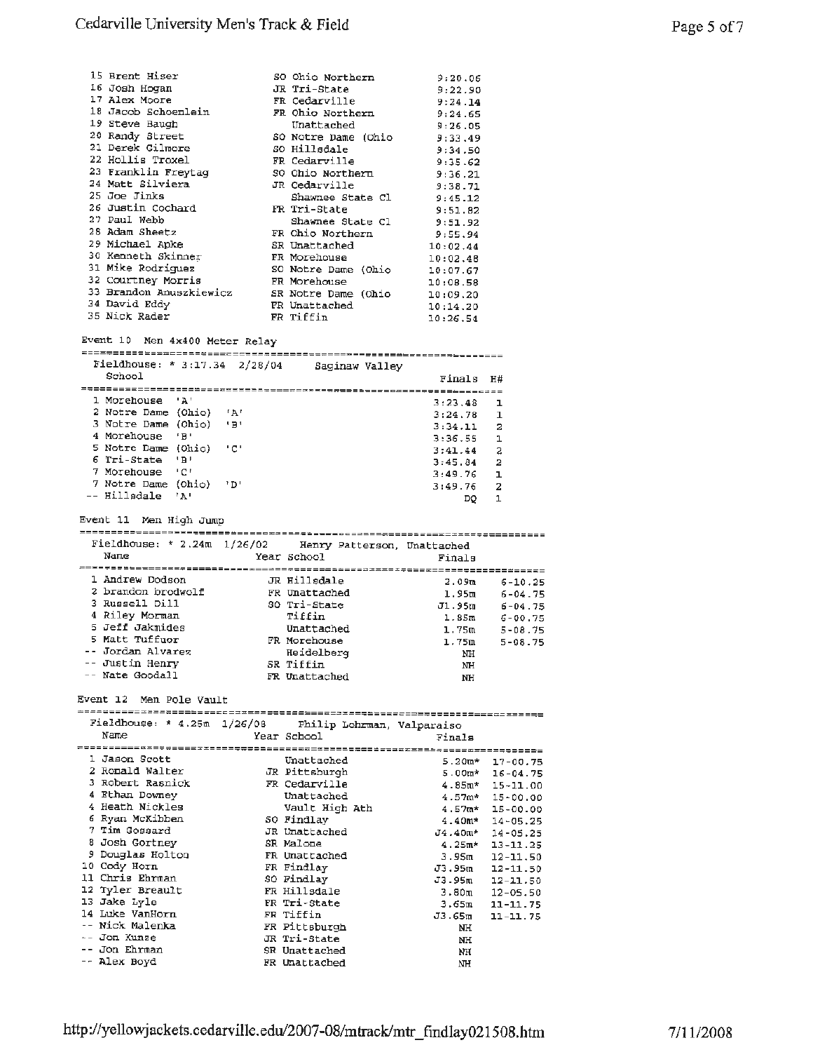| Place | Name | Year | School | Finals |
|---|---|---|---|---|
| 15 | Brent Hiser | SO | Ohio Northern | 9:20.06 |
| 16 | Josh Hogan | JR | Tri-State | 9:22.90 |
| 17 | Alex Moore | FR | Cedarville | 9:24.14 |
| 18 | Jacob Schoenlein | FR | Ohio Northern | 9:24.65 |
| 19 | Steve Baugh | | Unattached | 9:26.05 |
| 20 | Randy Street | SO | Notre Dame (Ohio | 9:33.49 |
| 21 | Derek Gilmore | SO | Hillsdale | 9:34.50 |
| 22 | Hollis Troxel | FR | Cedarville | 9:35.62 |
| 23 | Franklin Freytag | SO | Ohio Northern | 9:36.21 |
| 24 | Matt Silviera | JR | Cedarville | 9:38.71 |
| 25 | Joe Jinks | | Shawnee State Cl | 9:45.12 |
| 26 | Justin Cochard | FR | Tri-State | 9:51.82 |
| 27 | Paul Webb | | Shawnee State Cl | 9:51.92 |
| 28 | Adam Sheetz | FR | Ohio Northern | 9:55.94 |
| 29 | Michael Apke | SR | Unattached | 10:02.44 |
| 30 | Kenneth Skinner | FR | Morehouse | 10:02.48 |
| 31 | Mike Rodriguez | SO | Notre Dame (Ohio | 10:07.67 |
| 32 | Courtney Morris | FR | Morehouse | 10:08.58 |
| 33 | Brandon Anuszkiewicz | SR | Notre Dame (Ohio | 10:09.20 |
| 34 | David Eddy | FR | Unattached | 10:14.20 |
| 35 | Nick Rader | FR | Tiffin | 10:26.54 |

## Event 10 Men 4x400 Meter Relay

Fieldhouse: * 3:17.34 2/28/04 Saginaw Valley

| Place | School | Finals | H# |
|---|---|---|---|
| 1 | Morehouse 'A' | 3:23.48 | 1 |
| 2 | Notre Dame (Ohio) 'A' | 3:24.78 | 1 |
| 3 | Notre Dame (Ohio) 'B' | 3:34.11 | 2 |
| 4 | Morehouse 'B' | 3:36.55 | 1 |
| 5 | Notre Dame (Ohio) 'C' | 3:41.44 | 2 |
| 6 | Tri-State 'B' | 3:45.84 | 2 |
| 7 | Morehouse 'C' | 3:49.76 | 1 |
| 7 | Notre Dame (Ohio) 'D' | 3:49.76 | 2 |
| -- | Hillsdale 'A' | DQ | 1 |

## Event 11 Men High Jump

Fieldhouse: * 2.24m 1/26/02 Henry Patterson, Unattached

| Place | Name | Year | School | Finals | |
|---|---|---|---|---|---|
| 1 | Andrew Dodson | JR | Hillsdale | 2.09m | 6-10.25 |
| 2 | brandon brodwolf | FR | Unattached | 1.95m | 6-04.75 |
| 3 | Russell Dill | SO | Tri-State | J1.95m | 6-04.75 |
| 4 | Riley Morman | | Tiffin | 1.85m | 6-00.75 |
| 5 | Jeff Jakmides | | Unattached | 1.75m | 5-08.75 |
| 5 | Matt Tuffuor | FR | Morehouse | 1.75m | 5-08.75 |
| -- | Jordan Alvarez | | Heidelberg | NH | |
| -- | Justin Henry | SR | Tiffin | NH | |
| -- | Nate Goodall | FR | Unattached | NH | |

## Event 12 Men Pole Vault

Fieldhouse: * 4.25m 1/26/08 Philip Lohrman, Valparaiso

| Place | Name | Year | School | Finals | |
|---|---|---|---|---|---|
| 1 | Jason Scott | | Unattached | 5.20m* | 17-00.75 |
| 2 | Ronald Walter | JR | Pittsburgh | 5.00m* | 16-04.75 |
| 3 | Robert Rasnick | FR | Cedarville | 4.85m* | 15-11.00 |
| 4 | Ethan Downey | | Unattached | 4.57m* | 15-00.00 |
| 4 | Heath Nickles | | Vault High Ath | 4.57m* | 15-00.00 |
| 6 | Ryan McKibben | SO | Findlay | 4.40m* | 14-05.25 |
| 7 | Tim Gossard | JR | Unattached | J4.40m* | 14-05.25 |
| 8 | Josh Gortney | SR | Malone | 4.25m* | 13-11.25 |
| 9 | Douglas Holton | FR | Unattached | 3.95m | 12-11.50 |
| 10 | Cody Horn | FR | Findlay | J3.95m | 12-11.50 |
| 11 | Chris Ehrman | SO | Findlay | J3.95m | 12-11.50 |
| 12 | Tyler Breault | FR | Hillsdale | 3.80m | 12-05.50 |
| 13 | Jake Lyle | FR | Tri-State | 3.65m | 11-11.75 |
| 14 | Luke VanHorn | FR | Tiffin | J3.65m | 11-11.75 |
| -- | Nick Malenka | FR | Pittsburgh | NH | |
| -- | Jon Kunze | JR | Tri-State | NH | |
| -- | Jon Ehrman | SR | Unattached | NH | |
| -- | Alex Boyd | FR | Unattached | NH | |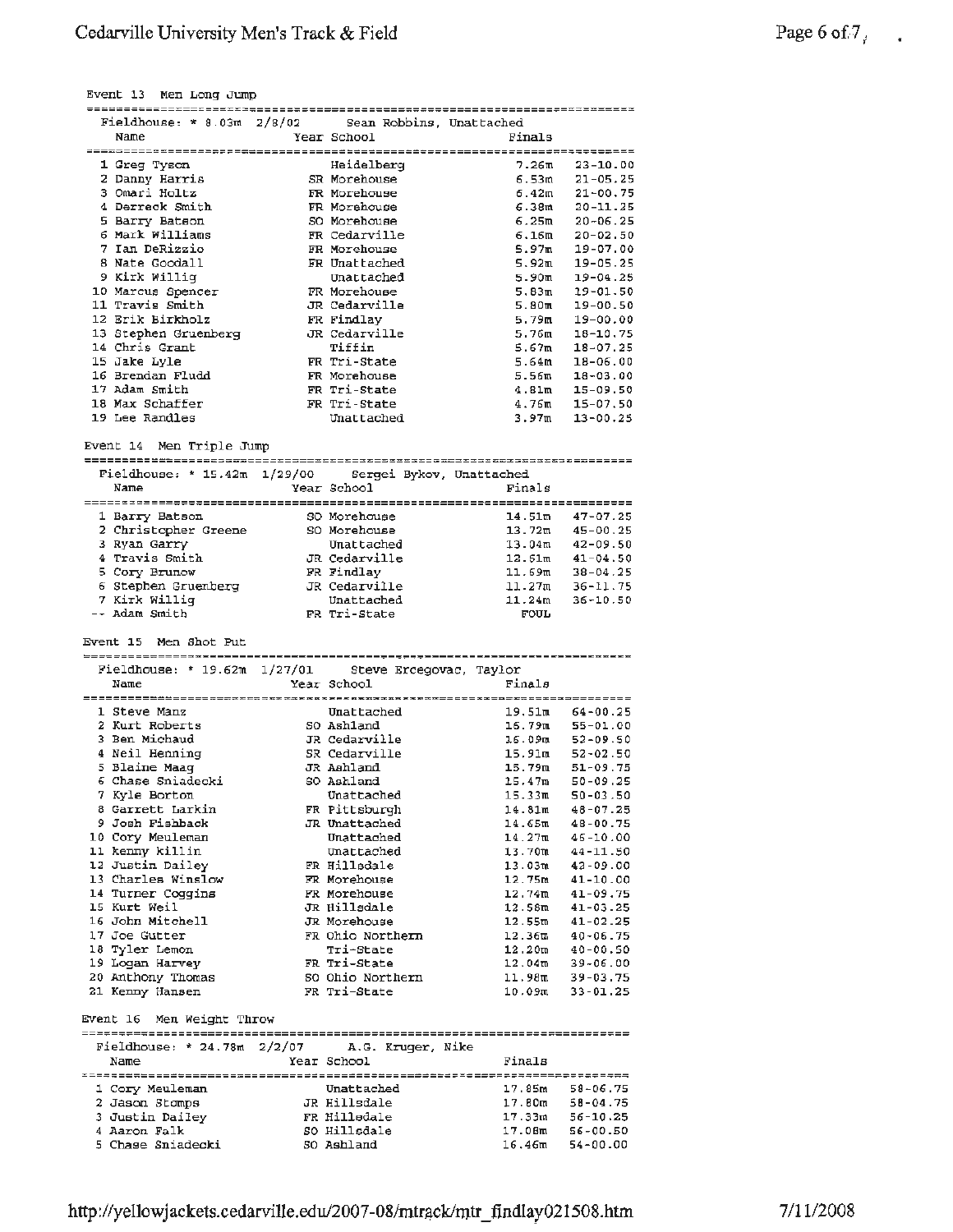## Event 13 Men Long Jump

Fieldhouse: * 8.03m 2/8/02 Sean Robbins, Unattached

| | Name | Year | School | Finals | |
|---|---|---|---|---|---|
| 1 | Greg Tyson | | Heidelberg | 7.26m | 23-10.00 |
| 2 | Danny Harris | SR | Morehouse | 6.53m | 21-05.25 |
| 3 | Omari Holtz | FR | Morehouse | 6.42m | 21-00.75 |
| 4 | Derreck Smith | FR | Morehouse | 6.38m | 20-11.25 |
| 5 | Barry Batson | SO | Morehouse | 6.25m | 20-06.25 |
| 6 | Mark Williams | FR | Cedarville | 6.16m | 20-02.50 |
| 7 | Ian DeRizzio | FR | Morehouse | 5.97m | 19-07.00 |
| 8 | Nate Goodall | FR | Unattached | 5.92m | 19-05.25 |
| 9 | Kirk Willig | | Unattached | 5.90m | 19-04.25 |
| 10 | Marcus Spencer | FR | Morehouse | 5.83m | 19-01.50 |
| 11 | Travis Smith | JR | Cedarville | 5.80m | 19-00.50 |
| 12 | Erik Birkholz | FR | Findlay | 5.79m | 19-00.00 |
| 13 | Stephen Gruenberg | JR | Cedarville | 5.76m | 18-10.75 |
| 14 | Chris Grant | | Tiffin | 5.67m | 18-07.25 |
| 15 | Jake Lyle | FR | Tri-State | 5.64m | 18-06.00 |
| 16 | Brendan Fludd | FR | Morehouse | 5.56m | 18-03.00 |
| 17 | Adam Smith | FR | Tri-State | 4.81m | 15-09.50 |
| 18 | Max Schaffer | FR | Tri-State | 4.76m | 15-07.50 |
| 19 | Lee Randles | | Unattached | 3.97m | 13-00.25 |

## Event 14 Men Triple Jump

Fieldhouse: * 15.42m 1/29/00 Sergei Bykov, Unattached

| | Name | Year | School | Finals | |
|---|---|---|---|---|---|
| 1 | Barry Batson | SO | Morehouse | 14.51m | 47-07.25 |
| 2 | Christopher Greene | SO | Morehouse | 13.72m | 45-00.25 |
| 3 | Ryan Garry | | Unattached | 13.04m | 42-09.50 |
| 4 | Travis Smith | JR | Cedarville | 12.61m | 41-04.50 |
| 5 | Cory Brunow | FR | Findlay | 11.69m | 38-04.25 |
| 6 | Stephen Gruenberg | JR | Cedarville | 11.27m | 36-11.75 |
| 7 | Kirk Willig | | Unattached | 11.24m | 36-10.50 |
| -- | Adam Smith | FR | Tri-State | FOUL | |

## Event 15 Men Shot Put

Fieldhouse: * 19.62m 1/27/01 Steve Ercegovac, Taylor

| | Name | Year | School | Finals | |
|---|---|---|---|---|---|
| 1 | Steve Manz | | Unattached | 19.51m | 64-00.25 |
| 2 | Kurt Roberts | SO | Ashland | 16.79m | 55-01.00 |
| 3 | Ben Michaud | JR | Cedarville | 16.09m | 52-09.50 |
| 4 | Neil Henning | SR | Cedarville | 15.91m | 52-02.50 |
| 5 | Blaine Maag | JR | Ashland | 15.79m | 51-09.75 |
| 6 | Chase Sniadecki | SO | Ashland | 15.47m | 50-09.25 |
| 7 | Kyle Borton | | Unattached | 15.33m | 50-03.50 |
| 8 | Garrett Larkin | FR | Pittsburgh | 14.81m | 48-07.25 |
| 9 | Josh Fishback | JR | Unattached | 14.65m | 48-00.75 |
| 10 | Cory Meuleman | | Unattached | 14.27m | 46-10.00 |
| 11 | kenny killin | | Unattached | 13.70m | 44-11.50 |
| 12 | Justin Dailey | FR | Hillsdale | 13.03m | 42-09.00 |
| 13 | Charles Winslow | FR | Morehouse | 12.75m | 41-10.00 |
| 14 | Turner Coggins | FR | Morehouse | 12.74m | 41-09.75 |
| 15 | Kurt Weil | JR | Hillsdale | 12.58m | 41-03.25 |
| 16 | John Mitchell | JR | Morehouse | 12.55m | 41-02.25 |
| 17 | Joe Gutter | FR | Ohio Northern | 12.36m | 40-06.75 |
| 18 | Tyler Lemon | | Tri-State | 12.20m | 40-00.50 |
| 19 | Logan Harvey | FR | Tri-State | 12.04m | 39-06.00 |
| 20 | Anthony Thomas | SO | Ohio Northern | 11.98m | 39-03.75 |
| 21 | Kenny Hansen | FR | Tri-State | 10.09m | 33-01.25 |

## Event 16 Men Weight Throw

Fieldhouse: * 24.78m 2/2/07 A.G. Kruger, Nike

| | Name | Year | School | Finals | |
|---|---|---|---|---|---|
| 1 | Cory Meuleman | | Unattached | 17.85m | 58-06.75 |
| 2 | Jason Stomps | JR | Hillsdale | 17.80m | 58-04.75 |
| 3 | Justin Dailey | FR | Hillsdale | 17.33m | 56-10.25 |
| 4 | Aaron Falk | SO | Hillsdale | 17.08m | 56-00.50 |
| 5 | Chase Sniadecki | SO | Ashland | 16.46m | 54-00.00 |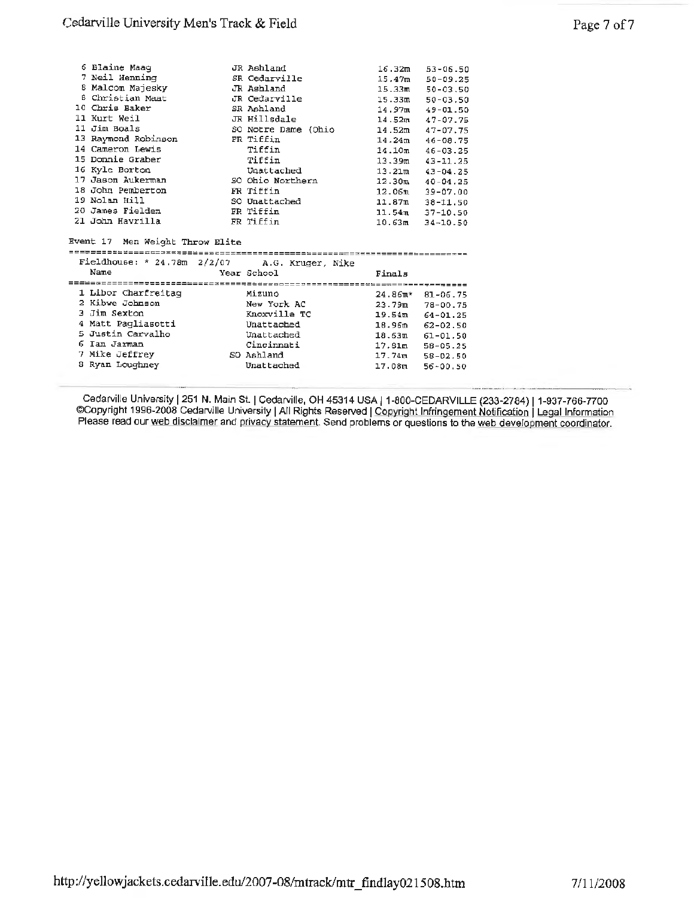| | | | | | |
|---|---|---|---|---|---|
| 6 | Blaine Maag | JR | Ashland | 16.32m | 53-06.50 |
| 7 | Neil Henning | SR | Cedarville | 15.47m | 50-09.25 |
| 8 | Malcom Majesky | JR | Ashland | 15.33m | 50-03.50 |
| 8 | Christian Maat | JR | Cedarville | 15.33m | 50-03.50 |
| 10 | Chris Baker | SR | Ashland | 14.97m | 49-01.50 |
| 11 | Kurt Weil | JR | Hillsdale | 14.52m | 47-07.75 |
| 11 | Jim Boals | SO | Notre Dame (Ohio | 14.52m | 47-07.75 |
| 13 | Raymond Robinson | FR | Tiffin | 14.24m | 46-08.75 |
| 14 | Cameron Lewis | | Tiffin | 14.10m | 46-03.25 |
| 15 | Donnie Graber | | Tiffin | 13.39m | 43-11.25 |
| 16 | Kyle Borton | | Unattached | 13.21m | 43-04.25 |
| 17 | Jason Aukerman | SO | Ohio Northern | 12.30m | 40-04.25 |
| 18 | John Pemberton | FR | Tiffin | 12.06m | 39-07.00 |
| 19 | Nolan Hill | SO | Unattached | 11.87m | 38-11.50 |
| 20 | James Fielden | FR | Tiffin | 11.54m | 37-10.50 |
| 21 | John Havrilla | FR | Tiffin | 10.63m | 34-10.50 |

Event 17 Men Weight Throw Elite

Fieldhouse: * 24.78m 2/2/07 A.G. Kruger, Nike

| | Name | Year | School | Finals | |
|---|---|---|---|---|---|
| 1 | Libor Charfreitag | | Mizuno | 24.86m* | 81-06.75 |
| 2 | Kibwe Johnson | | New York AC | 23.79m | 78-00.75 |
| 3 | Jim Sexton | | Knoxville TC | 19.54m | 64-01.25 |
| 4 | Matt Pagliasotti | | Unattached | 18.96m | 62-02.50 |
| 5 | Justin Carvalho | | Unattached | 18.63m | 61-01.50 |
| 6 | Ian Jarman | | Cincinnati | 17.81m | 58-05.25 |
| 7 | Mike Jeffrey | SO | Ashland | 17.74m | 58-02.50 |
| 8 | Ryan Loughney | | Unattached | 17.08m | 56-00.50 |

Cedarville University | 251 N. Main St. | Cedarville, OH 45314 USA | 1-800-CEDARVILLE (233-2784) | 1-937-766-7700
©Copyright 1996-2008 Cedarville University | All Rights Reserved | Copyright Infringement Notification | Legal Information
Please read our web disclaimer and privacy statement. Send problems or questions to the web development coordinator.